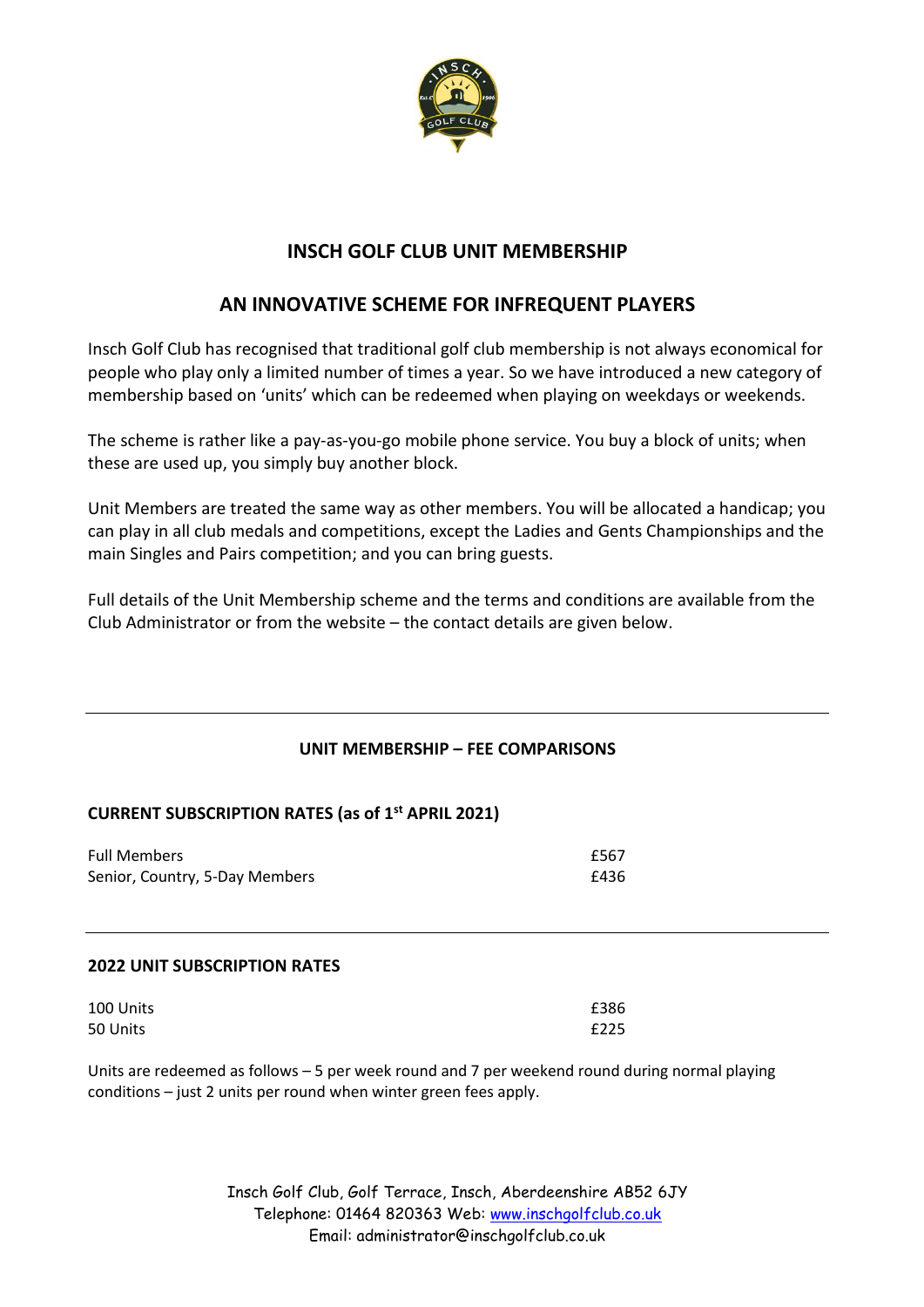# INSCH GOLF CLUB UNIT MEMBERSHIP

## AN INNOVATIVE SCHEME FOR INFREQUENT PLAYERS

Insch Golf Club has recognised that traditional golf club membership is not always economical for people who play only a limited number of times a year. So we have introduced a new category of membership based on 'units' which can be redeemed when playing on weekdays or weekends.

The scheme is rather like a pay-as-you-go mobile phone service. You buy a block of units; when these are used up, you simply buy another block.

Unit Members are treated the same way as other members. You will be allocated a handicap; you can play in all club medals and competitions, except the Ladies and Gents Championships and the main Singles and Pairs competition; and you can bring guests.

Full details of the Unit Membership scheme and the terms and conditions are available from the Club Administrator or from the website – the contact details are given below.

---

### UNIT MEMBERSHIP – FEE COMPARISONS

**CURRENT SUBSCRIPTION RATES (as of 1st APRIL 2021)**

| | |
|---|---|
| Full Members | £567 |
| Senior, Country, 5-Day Members | £436 |

---

**2022 UNIT SUBSCRIPTION RATES**

| | |
|---|---|
| 100 Units | £386 |
| 50 Units | £225 |

Units are redeemed as follows – 5 per week round and 7 per weekend round during normal playing conditions – just 2 units per round when winter green fees apply.

Insch Golf Club, Golf Terrace, Insch, Aberdeenshire AB52 6JY
Telephone: 01464 820363 Web: www.inschgolfclub.co.uk
Email: administrator@inschgolfclub.co.uk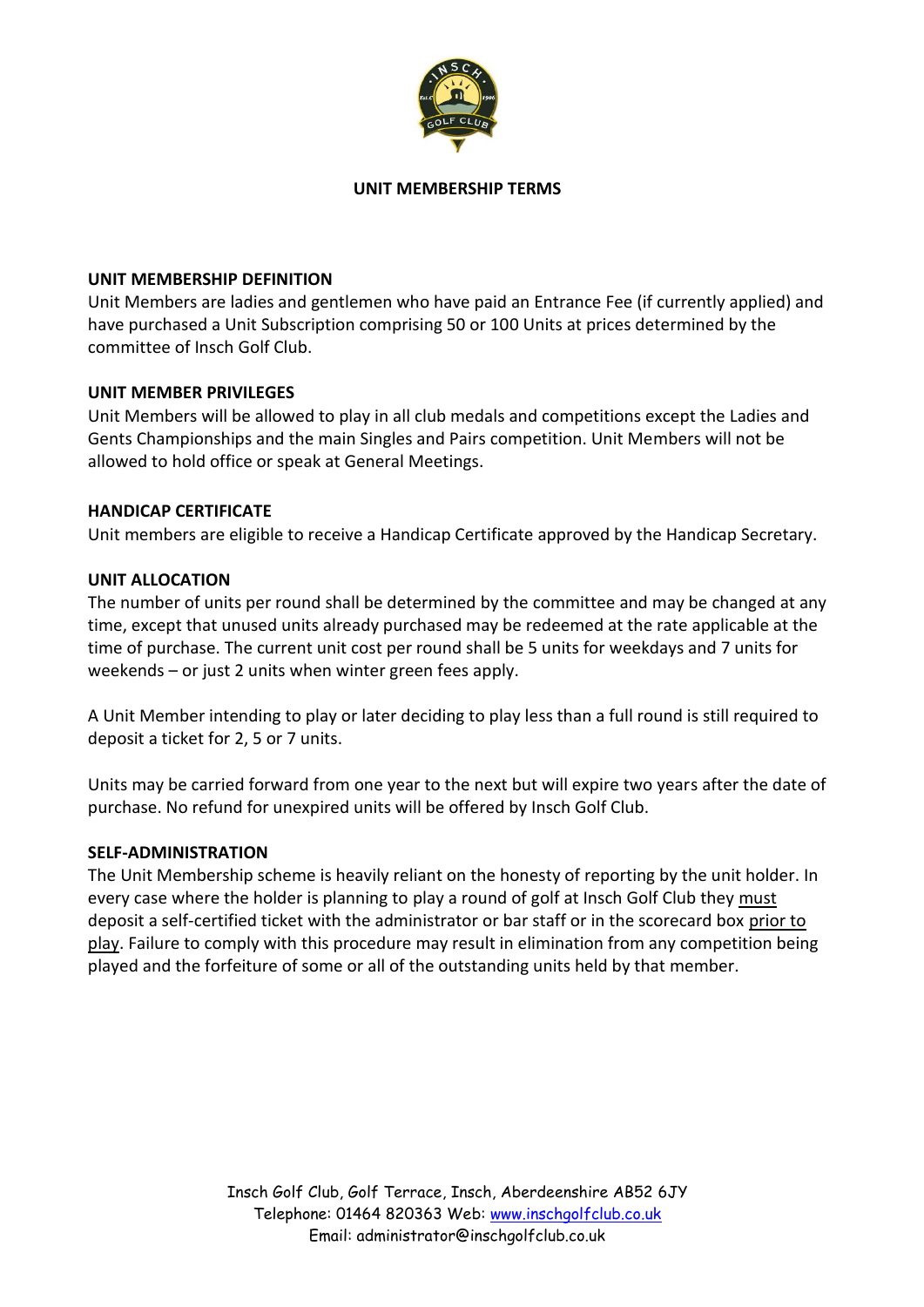# UNIT MEMBERSHIP TERMS

## UNIT MEMBERSHIP DEFINITION

Unit Members are ladies and gentlemen who have paid an Entrance Fee (if currently applied) and have purchased a Unit Subscription comprising 50 or 100 Units at prices determined by the committee of Insch Golf Club.

## UNIT MEMBER PRIVILEGES

Unit Members will be allowed to play in all club medals and competitions except the Ladies and Gents Championships and the main Singles and Pairs competition. Unit Members will not be allowed to hold office or speak at General Meetings.

## HANDICAP CERTIFICATE

Unit members are eligible to receive a Handicap Certificate approved by the Handicap Secretary.

## UNIT ALLOCATION

The number of units per round shall be determined by the committee and may be changed at any time, except that unused units already purchased may be redeemed at the rate applicable at the time of purchase. The current unit cost per round shall be 5 units for weekdays and 7 units for weekends – or just 2 units when winter green fees apply.

A Unit Member intending to play or later deciding to play less than a full round is still required to deposit a ticket for 2, 5 or 7 units.

Units may be carried forward from one year to the next but will expire two years after the date of purchase. No refund for unexpired units will be offered by Insch Golf Club.

## SELF-ADMINISTRATION

The Unit Membership scheme is heavily reliant on the honesty of reporting by the unit holder. In every case where the holder is planning to play a round of golf at Insch Golf Club they must deposit a self-certified ticket with the administrator or bar staff or in the scorecard box prior to play. Failure to comply with this procedure may result in elimination from any competition being played and the forfeiture of some or all of the outstanding units held by that member.

Insch Golf Club, Golf Terrace, Insch, Aberdeenshire AB52 6JY
Telephone: 01464 820363 Web: www.inschgolfclub.co.uk
Email: administrator@inschgolfclub.co.uk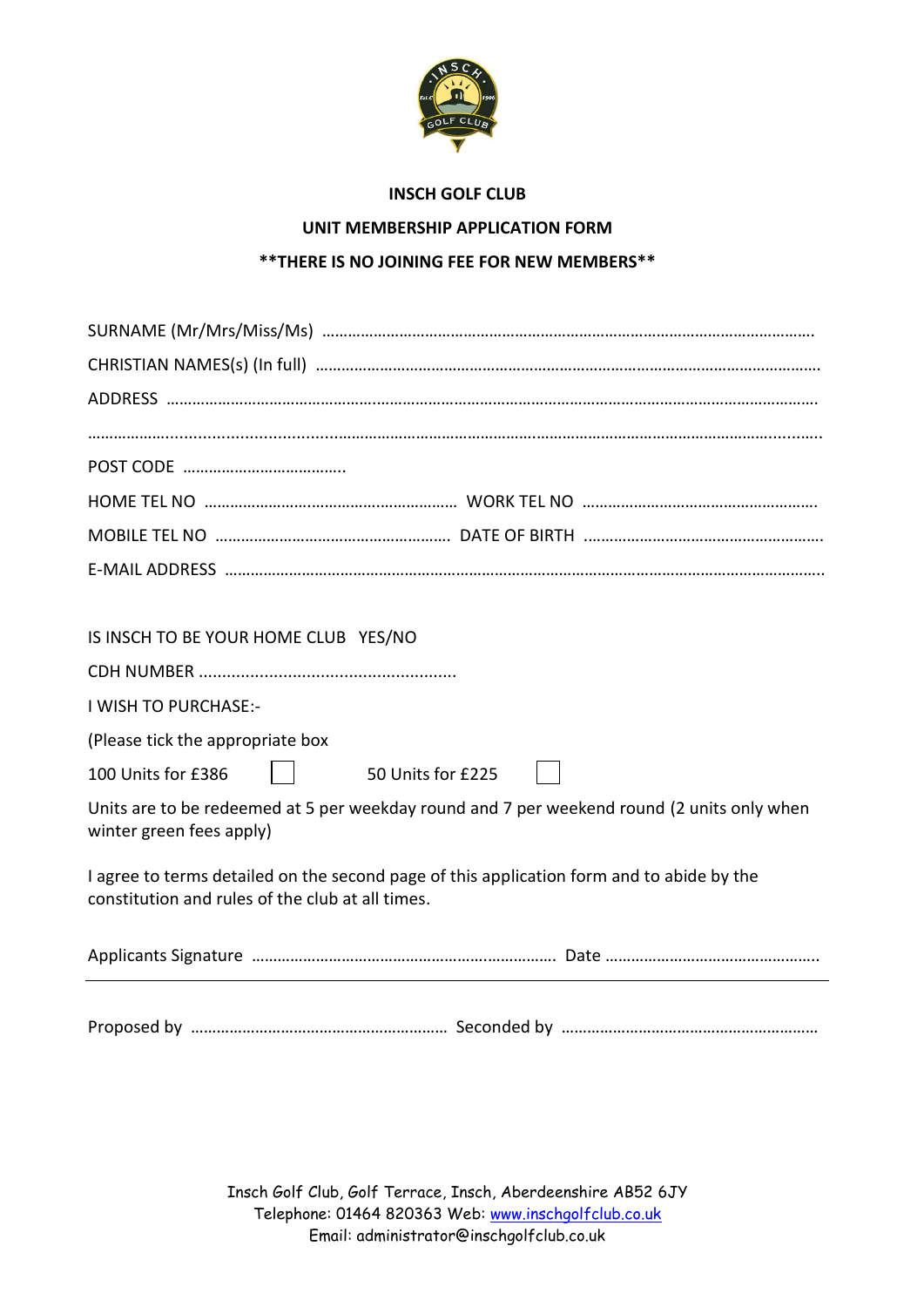**INSCH GOLF CLUB**

**UNIT MEMBERSHIP APPLICATION FORM**

**\*\*THERE IS NO JOINING FEE FOR NEW MEMBERS\*\***

SURNAME (Mr/Mrs/Miss/Ms) ……………………………………………………………………………………………………

CHRISTIAN NAMES(s) (In full) ……………………………………………………………………………………………………

ADDRESS ……………………………………………………………………………………………………………………………

……………………………………………………………………………………………………………………………………………

POST CODE ………………………………..

HOME TEL NO …………………………………………………… WORK TEL NO …………………………………………………

MOBILE TEL NO ……………………………………………… DATE OF BIRTH …………………………………………………

E-MAIL ADDRESS ……………………………………………………………………………………………………………………

IS INSCH TO BE YOUR HOME CLUB YES/NO

CDH NUMBER ......................................................

I WISH TO PURCHASE:-

(Please tick the appropriate box

100 Units for £386 ☐ 50 Units for £225 ☐

Units are to be redeemed at 5 per weekday round and 7 per weekend round (2 units only when winter green fees apply)

I agree to terms detailed on the second page of this application form and to abide by the constitution and rules of the club at all times.

Applicants Signature ……………………………………………………………. Date …………………………………………..

---

Proposed by …………………………………………………… Seconded by ……………………………………………………

Insch Golf Club, Golf Terrace, Insch, Aberdeenshire AB52 6JY
Telephone: 01464 820363 Web: www.inschgolfclub.co.uk
Email: administrator@inschgolfclub.co.uk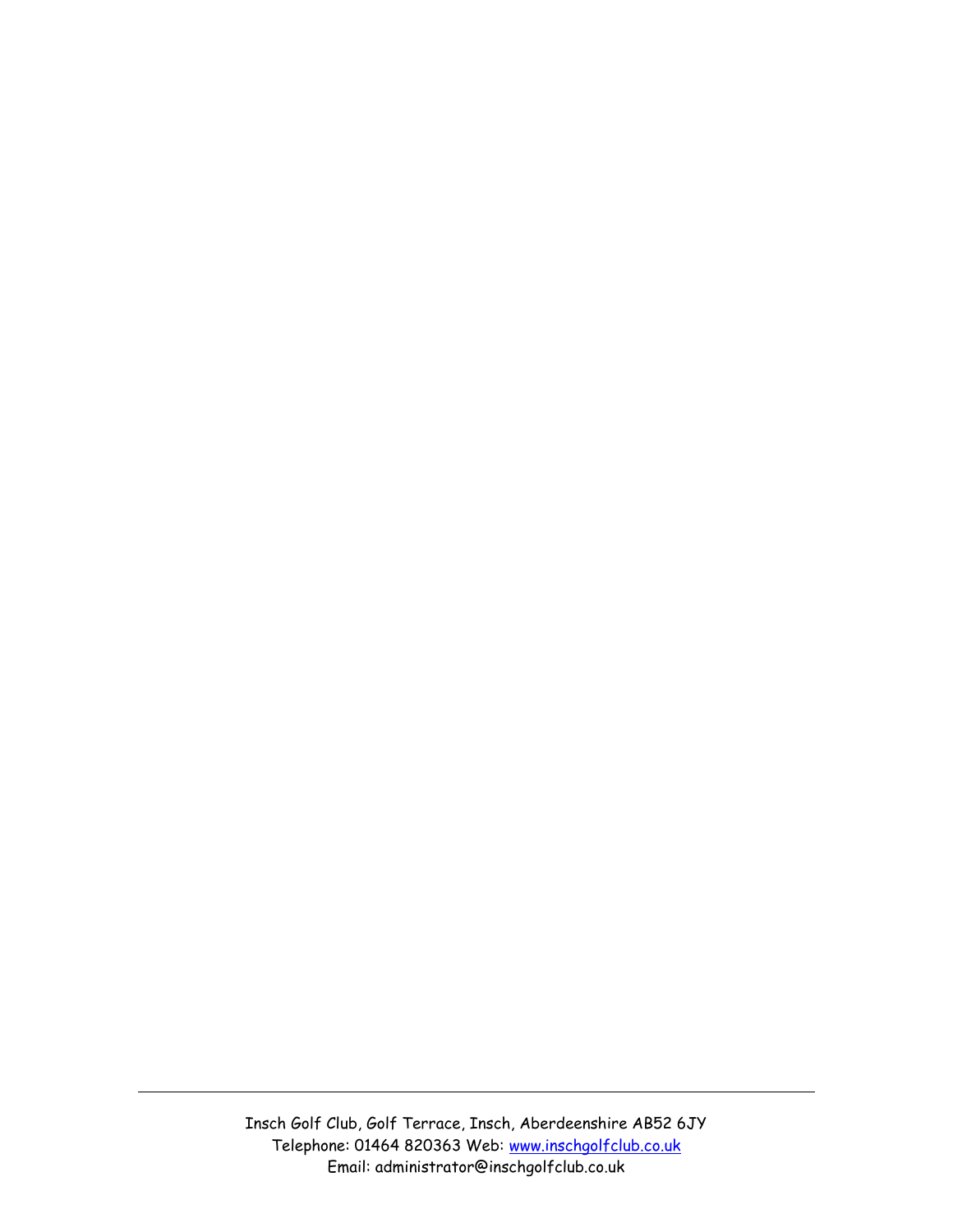Insch Golf Club, Golf Terrace, Insch, Aberdeenshire AB52 6JY
Telephone: 01464 820363 Web: www.inschgolfclub.co.uk
Email: administrator@inschgolfclub.co.uk